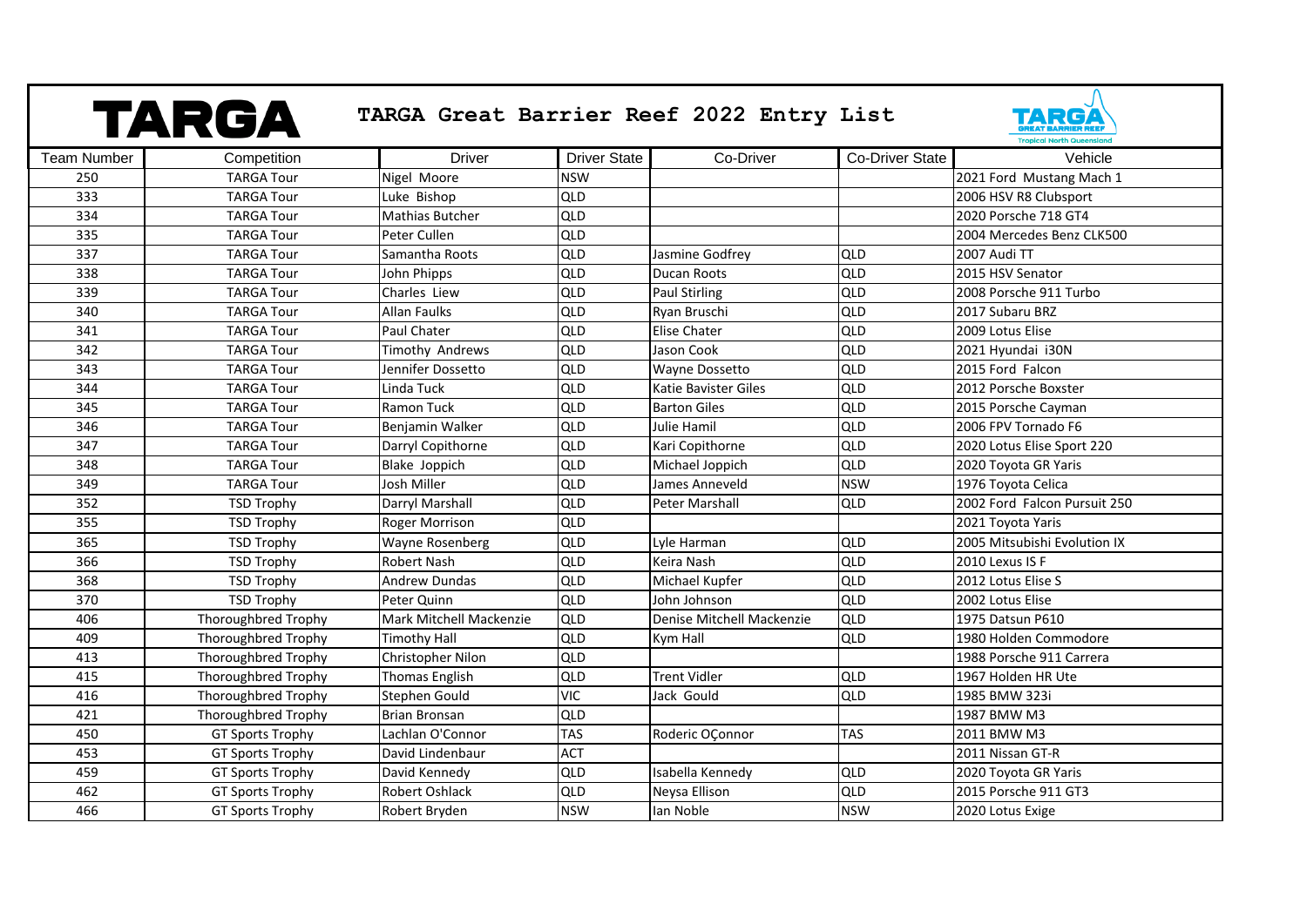# TARGA Great Barrier Reef 2022 Entry List

| Team Number | Competition | Driver | Driver State | Co-Driver | Co-Driver State | Vehicle |
|---|---|---|---|---|---|---|
| 250 | TARGA Tour | Nigel Moore | NSW | | | 2021 Ford Mustang Mach 1 |
| 333 | TARGA Tour | Luke Bishop | QLD | | | 2006 HSV R8 Clubsport |
| 334 | TARGA Tour | Mathias Butcher | QLD | | | 2020 Porsche 718 GT4 |
| 335 | TARGA Tour | Peter Cullen | QLD | | | 2004 Mercedes Benz CLK500 |
| 337 | TARGA Tour | Samantha Roots | QLD | Jasmine Godfrey | QLD | 2007 Audi TT |
| 338 | TARGA Tour | John Phipps | QLD | Ducan Roots | QLD | 2015 HSV Senator |
| 339 | TARGA Tour | Charles Liew | QLD | Paul Stirling | QLD | 2008 Porsche 911 Turbo |
| 340 | TARGA Tour | Allan Faulks | QLD | Ryan Bruschi | QLD | 2017 Subaru BRZ |
| 341 | TARGA Tour | Paul Chater | QLD | Elise Chater | QLD | 2009 Lotus Elise |
| 342 | TARGA Tour | Timothy Andrews | QLD | Jason Cook | QLD | 2021 Hyundai i30N |
| 343 | TARGA Tour | Jennifer Dossetto | QLD | Wayne Dossetto | QLD | 2015 Ford Falcon |
| 344 | TARGA Tour | Linda Tuck | QLD | Katie Bavister Giles | QLD | 2012 Porsche Boxster |
| 345 | TARGA Tour | Ramon Tuck | QLD | Barton Giles | QLD | 2015 Porsche Cayman |
| 346 | TARGA Tour | Benjamin Walker | QLD | Julie Hamil | QLD | 2006 FPV Tornado F6 |
| 347 | TARGA Tour | Darryl Copithorne | QLD | Kari Copithorne | QLD | 2020 Lotus Elise Sport 220 |
| 348 | TARGA Tour | Blake Joppich | QLD | Michael Joppich | QLD | 2020 Toyota GR Yaris |
| 349 | TARGA Tour | Josh Miller | QLD | James Anneveld | NSW | 1976 Toyota Celica |
| 352 | TSD Trophy | Darryl Marshall | QLD | Peter Marshall | QLD | 2002 Ford Falcon Pursuit 250 |
| 355 | TSD Trophy | Roger Morrison | QLD | | | 2021 Toyota Yaris |
| 365 | TSD Trophy | Wayne Rosenberg | QLD | Lyle Harman | QLD | 2005 Mitsubishi Evolution IX |
| 366 | TSD Trophy | Robert Nash | QLD | Keira Nash | QLD | 2010 Lexus IS F |
| 368 | TSD Trophy | Andrew Dundas | QLD | Michael Kupfer | QLD | 2012 Lotus Elise S |
| 370 | TSD Trophy | Peter Quinn | QLD | John Johnson | QLD | 2002 Lotus Elise |
| 406 | Thoroughbred Trophy | Mark Mitchell Mackenzie | QLD | Denise Mitchell Mackenzie | QLD | 1975 Datsun P610 |
| 409 | Thoroughbred Trophy | Timothy Hall | QLD | Kym Hall | QLD | 1980 Holden Commodore |
| 413 | Thoroughbred Trophy | Christopher Nilon | QLD | | | 1988 Porsche 911 Carrera |
| 415 | Thoroughbred Trophy | Thomas English | QLD | Trent Vidler | QLD | 1967 Holden HR Ute |
| 416 | Thoroughbred Trophy | Stephen Gould | VIC | Jack Gould | QLD | 1985 BMW 323i |
| 421 | Thoroughbred Trophy | Brian Bronsan | QLD | | | 1987 BMW M3 |
| 450 | GT Sports Trophy | Lachlan O'Connor | TAS | Roderic OÇonnor | TAS | 2011 BMW M3 |
| 453 | GT Sports Trophy | David Lindenbaur | ACT | | | 2011 Nissan GT-R |
| 459 | GT Sports Trophy | David Kennedy | QLD | Isabella Kennedy | QLD | 2020 Toyota GR Yaris |
| 462 | GT Sports Trophy | Robert Oshlack | QLD | Neysa Ellison | QLD | 2015 Porsche 911 GT3 |
| 466 | GT Sports Trophy | Robert Bryden | NSW | Ian Noble | NSW | 2020 Lotus Exige |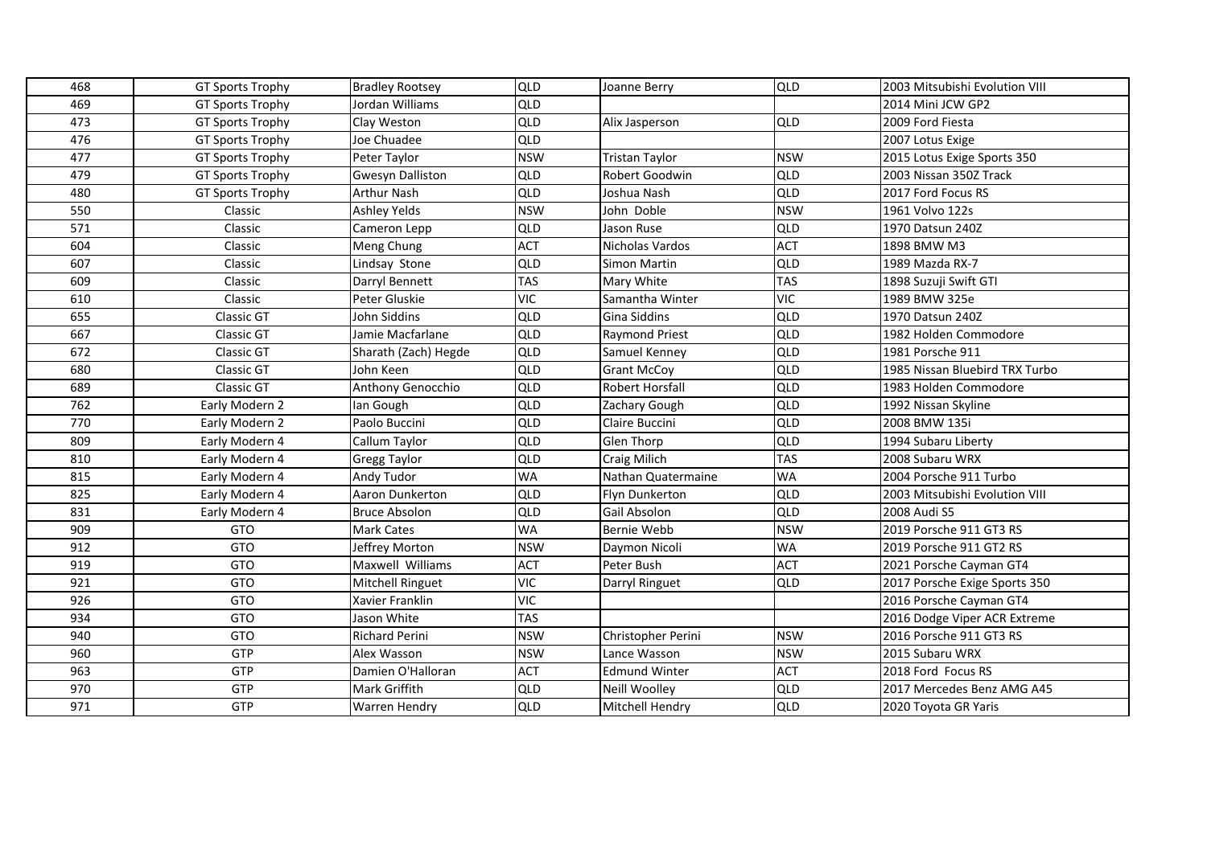| | | | | | | |
|---|---|---|---|---|---|---|
| 468 | GT Sports Trophy | Bradley Rootsey | QLD | Joanne Berry | QLD | 2003 Mitsubishi Evolution VIII |
| 469 | GT Sports Trophy | Jordan Williams | QLD | | | 2014 Mini JCW GP2 |
| 473 | GT Sports Trophy | Clay Weston | QLD | Alix Jasperson | QLD | 2009 Ford Fiesta |
| 476 | GT Sports Trophy | Joe Chuadee | QLD | | | 2007 Lotus Exige |
| 477 | GT Sports Trophy | Peter Taylor | NSW | Tristan Taylor | NSW | 2015 Lotus Exige Sports 350 |
| 479 | GT Sports Trophy | Gwesyn Dalliston | QLD | Robert Goodwin | QLD | 2003 Nissan 350Z Track |
| 480 | GT Sports Trophy | Arthur Nash | QLD | Joshua Nash | QLD | 2017 Ford Focus RS |
| 550 | Classic | Ashley Yelds | NSW | John Doble | NSW | 1961 Volvo 122s |
| 571 | Classic | Cameron Lepp | QLD | Jason Ruse | QLD | 1970 Datsun 240Z |
| 604 | Classic | Meng Chung | ACT | Nicholas Vardos | ACT | 1898 BMW M3 |
| 607 | Classic | Lindsay Stone | QLD | Simon Martin | QLD | 1989 Mazda RX-7 |
| 609 | Classic | Darryl Bennett | TAS | Mary White | TAS | 1898 Suzuji Swift GTI |
| 610 | Classic | Peter Gluskie | VIC | Samantha Winter | VIC | 1989 BMW 325e |
| 655 | Classic GT | John Siddins | QLD | Gina Siddins | QLD | 1970 Datsun 240Z |
| 667 | Classic GT | Jamie Macfarlane | QLD | Raymond Priest | QLD | 1982 Holden Commodore |
| 672 | Classic GT | Sharath (Zach) Hegde | QLD | Samuel Kenney | QLD | 1981 Porsche 911 |
| 680 | Classic GT | John Keen | QLD | Grant McCoy | QLD | 1985 Nissan Bluebird TRX Turbo |
| 689 | Classic GT | Anthony Genocchio | QLD | Robert Horsfall | QLD | 1983 Holden Commodore |
| 762 | Early Modern 2 | Ian Gough | QLD | Zachary Gough | QLD | 1992 Nissan Skyline |
| 770 | Early Modern 2 | Paolo Buccini | QLD | Claire Buccini | QLD | 2008 BMW 135i |
| 809 | Early Modern 4 | Callum Taylor | QLD | Glen Thorp | QLD | 1994 Subaru Liberty |
| 810 | Early Modern 4 | Gregg Taylor | QLD | Craig Milich | TAS | 2008 Subaru WRX |
| 815 | Early Modern 4 | Andy Tudor | WA | Nathan Quatermaine | WA | 2004 Porsche 911 Turbo |
| 825 | Early Modern 4 | Aaron Dunkerton | QLD | Flyn Dunkerton | QLD | 2003 Mitsubishi Evolution VIII |
| 831 | Early Modern 4 | Bruce Absolon | QLD | Gail Absolon | QLD | 2008 Audi S5 |
| 909 | GTO | Mark Cates | WA | Bernie Webb | NSW | 2019 Porsche 911 GT3 RS |
| 912 | GTO | Jeffrey Morton | NSW | Daymon Nicoli | WA | 2019 Porsche 911 GT2 RS |
| 919 | GTO | Maxwell Williams | ACT | Peter Bush | ACT | 2021 Porsche Cayman GT4 |
| 921 | GTO | Mitchell Ringuet | VIC | Darryl Ringuet | QLD | 2017 Porsche Exige Sports 350 |
| 926 | GTO | Xavier Franklin | VIC | | | 2016 Porsche Cayman GT4 |
| 934 | GTO | Jason White | TAS | | | 2016 Dodge Viper ACR Extreme |
| 940 | GTO | Richard Perini | NSW | Christopher Perini | NSW | 2016 Porsche 911 GT3 RS |
| 960 | GTP | Alex Wasson | NSW | Lance Wasson | NSW | 2015 Subaru WRX |
| 963 | GTP | Damien O'Halloran | ACT | Edmund Winter | ACT | 2018 Ford Focus RS |
| 970 | GTP | Mark Griffith | QLD | Neill Woolley | QLD | 2017 Mercedes Benz AMG A45 |
| 971 | GTP | Warren Hendry | QLD | Mitchell Hendry | QLD | 2020 Toyota GR Yaris |